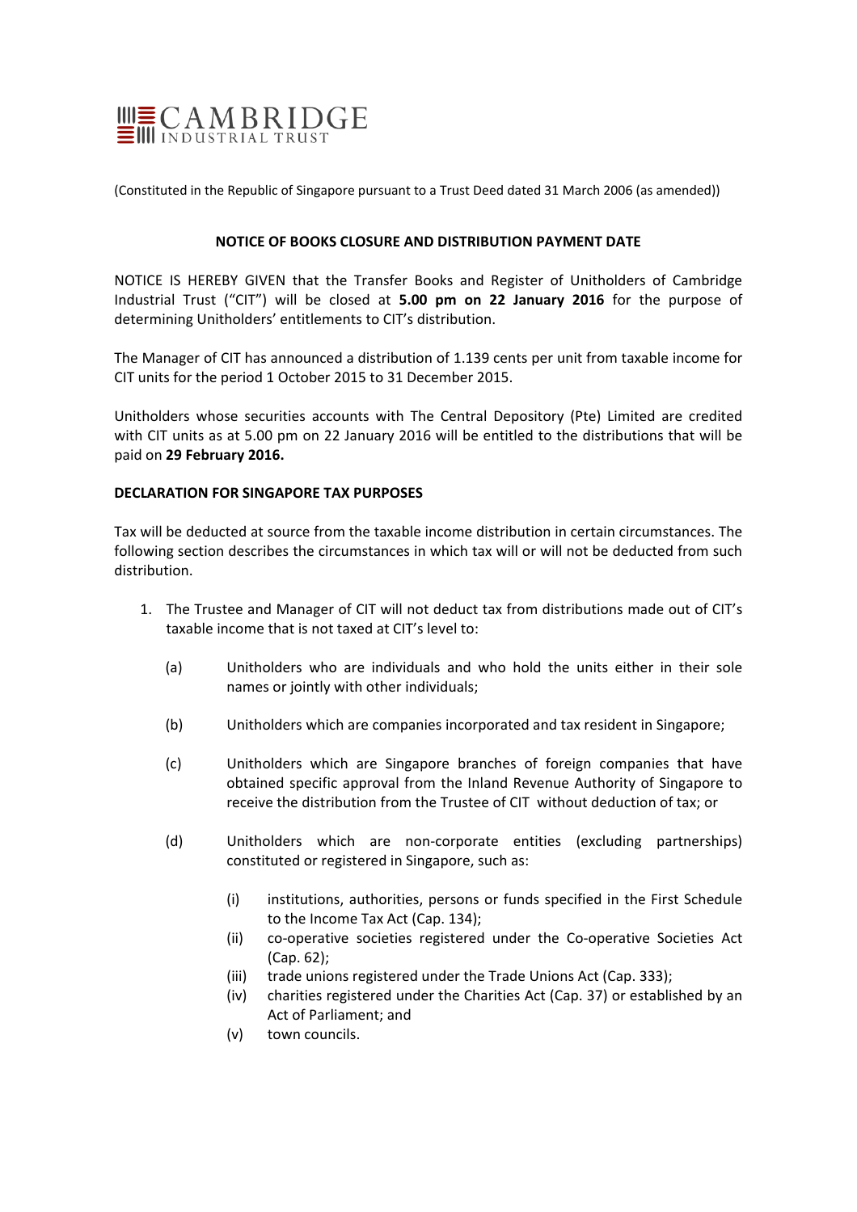**CAMBRIDGE**
INDUSTRIAL TRUST

(Constituted in the Republic of Singapore pursuant to a Trust Deed dated 31 March 2006 (as amended))

## NOTICE OF BOOKS CLOSURE AND DISTRIBUTION PAYMENT DATE

NOTICE IS HEREBY GIVEN that the Transfer Books and Register of Unitholders of Cambridge Industrial Trust ("CIT") will be closed at **5.00 pm on 22 January 2016** for the purpose of determining Unitholders' entitlements to CIT's distribution.

The Manager of CIT has announced a distribution of 1.139 cents per unit from taxable income for CIT units for the period 1 October 2015 to 31 December 2015.

Unitholders whose securities accounts with The Central Depository (Pte) Limited are credited with CIT units as at 5.00 pm on 22 January 2016 will be entitled to the distributions that will be paid on **29 February 2016.**

### DECLARATION FOR SINGAPORE TAX PURPOSES

Tax will be deducted at source from the taxable income distribution in certain circumstances. The following section describes the circumstances in which tax will or will not be deducted from such distribution.

1. The Trustee and Manager of CIT will not deduct tax from distributions made out of CIT's taxable income that is not taxed at CIT's level to:

   (a) Unitholders who are individuals and who hold the units either in their sole names or jointly with other individuals;

   (b) Unitholders which are companies incorporated and tax resident in Singapore;

   (c) Unitholders which are Singapore branches of foreign companies that have obtained specific approval from the Inland Revenue Authority of Singapore to receive the distribution from the Trustee of CIT without deduction of tax; or

   (d) Unitholders which are non-corporate entities (excluding partnerships) constituted or registered in Singapore, such as:

      (i) institutions, authorities, persons or funds specified in the First Schedule to the Income Tax Act (Cap. 134);
      (ii) co-operative societies registered under the Co-operative Societies Act (Cap. 62);
      (iii) trade unions registered under the Trade Unions Act (Cap. 333);
      (iv) charities registered under the Charities Act (Cap. 37) or established by an Act of Parliament; and
      (v) town councils.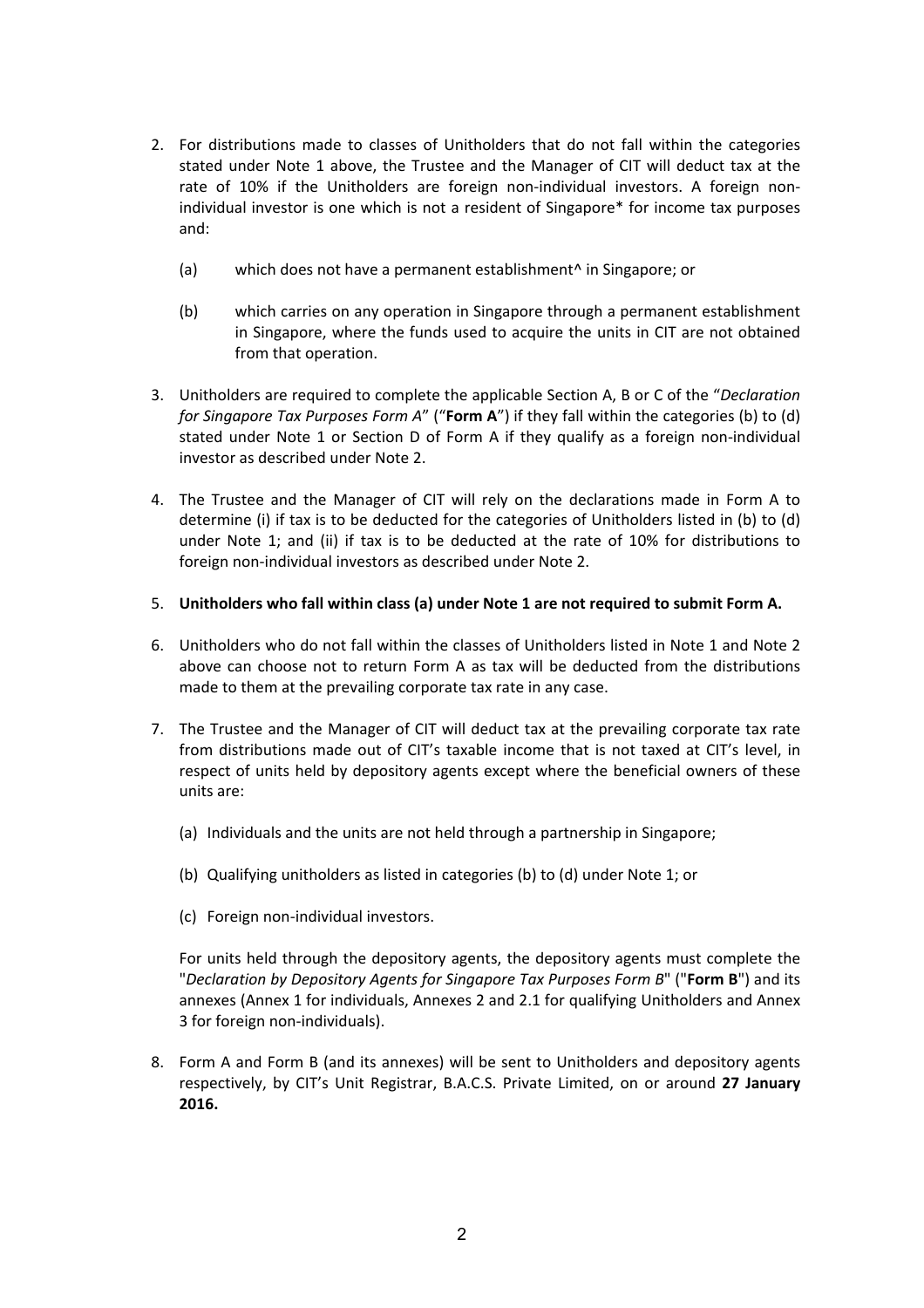2. For distributions made to classes of Unitholders that do not fall within the categories stated under Note 1 above, the Trustee and the Manager of CIT will deduct tax at the rate of 10% if the Unitholders are foreign non-individual investors. A foreign non-individual investor is one which is not a resident of Singapore* for income tax purposes and:

   (a) which does not have a permanent establishment^ in Singapore; or

   (b) which carries on any operation in Singapore through a permanent establishment in Singapore, where the funds used to acquire the units in CIT are not obtained from that operation.

3. Unitholders are required to complete the applicable Section A, B or C of the "*Declaration for Singapore Tax Purposes Form A*" ("**Form A**") if they fall within the categories (b) to (d) stated under Note 1 or Section D of Form A if they qualify as a foreign non-individual investor as described under Note 2.

4. The Trustee and the Manager of CIT will rely on the declarations made in Form A to determine (i) if tax is to be deducted for the categories of Unitholders listed in (b) to (d) under Note 1; and (ii) if tax is to be deducted at the rate of 10% for distributions to foreign non-individual investors as described under Note 2.

5. **Unitholders who fall within class (a) under Note 1 are not required to submit Form A.**

6. Unitholders who do not fall within the classes of Unitholders listed in Note 1 and Note 2 above can choose not to return Form A as tax will be deducted from the distributions made to them at the prevailing corporate tax rate in any case.

7. The Trustee and the Manager of CIT will deduct tax at the prevailing corporate tax rate from distributions made out of CIT's taxable income that is not taxed at CIT's level, in respect of units held by depository agents except where the beneficial owners of these units are:

   (a) Individuals and the units are not held through a partnership in Singapore;

   (b) Qualifying unitholders as listed in categories (b) to (d) under Note 1; or

   (c) Foreign non-individual investors.

   For units held through the depository agents, the depository agents must complete the "*Declaration by Depository Agents for Singapore Tax Purposes Form B*" ("**Form B**") and its annexes (Annex 1 for individuals, Annexes 2 and 2.1 for qualifying Unitholders and Annex 3 for foreign non-individuals).

8. Form A and Form B (and its annexes) will be sent to Unitholders and depository agents respectively, by CIT's Unit Registrar, B.A.C.S. Private Limited, on or around **27 January 2016.**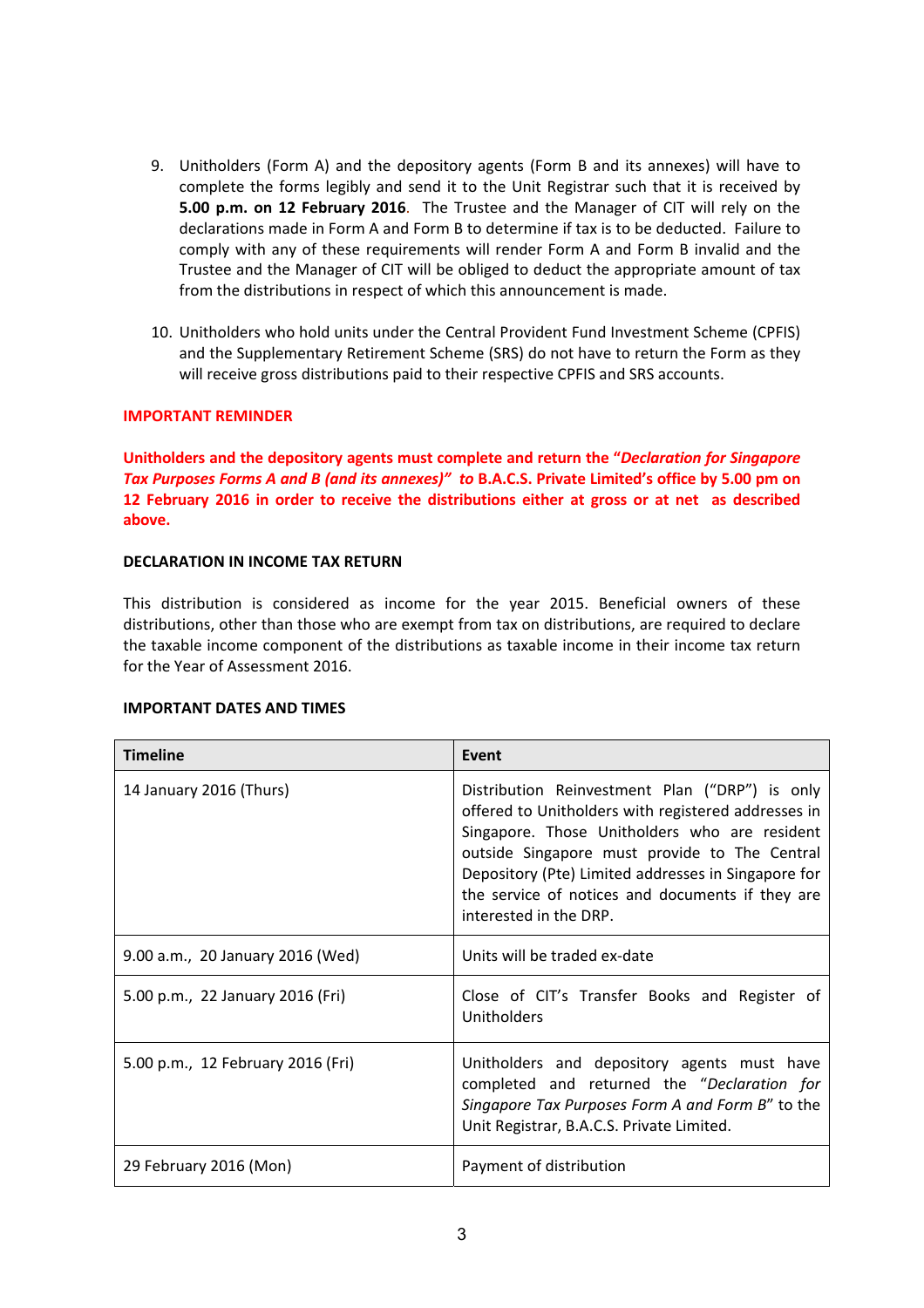9. Unitholders (Form A) and the depository agents (Form B and its annexes) will have to complete the forms legibly and send it to the Unit Registrar such that it is received by **5.00 p.m. on 12 February 2016**. The Trustee and the Manager of CIT will rely on the declarations made in Form A and Form B to determine if tax is to be deducted. Failure to comply with any of these requirements will render Form A and Form B invalid and the Trustee and the Manager of CIT will be obliged to deduct the appropriate amount of tax from the distributions in respect of which this announcement is made.

10. Unitholders who hold units under the Central Provident Fund Investment Scheme (CPFIS) and the Supplementary Retirement Scheme (SRS) do not have to return the Form as they will receive gross distributions paid to their respective CPFIS and SRS accounts.

**IMPORTANT REMINDER**

**Unitholders and the depository agents must complete and return the "*Declaration for Singapore Tax Purposes Forms A and B (and its annexes)*" to B.A.C.S. Private Limited's office by 5.00 pm on 12 February 2016 in order to receive the distributions either at gross or at net as described above.**

**DECLARATION IN INCOME TAX RETURN**

This distribution is considered as income for the year 2015. Beneficial owners of these distributions, other than those who are exempt from tax on distributions, are required to declare the taxable income component of the distributions as taxable income in their income tax return for the Year of Assessment 2016.

**IMPORTANT DATES AND TIMES**

| Timeline | Event |
|---|---|
| 14 January 2016 (Thurs) | Distribution Reinvestment Plan ("DRP") is only offered to Unitholders with registered addresses in Singapore. Those Unitholders who are resident outside Singapore must provide to The Central Depository (Pte) Limited addresses in Singapore for the service of notices and documents if they are interested in the DRP. |
| 9.00 a.m., 20 January 2016 (Wed) | Units will be traded ex-date |
| 5.00 p.m., 22 January 2016 (Fri) | Close of CIT's Transfer Books and Register of Unitholders |
| 5.00 p.m., 12 February 2016 (Fri) | Unitholders and depository agents must have completed and returned the "*Declaration for Singapore Tax Purposes Form A and Form B*" to the Unit Registrar, B.A.C.S. Private Limited. |
| 29 February 2016 (Mon) | Payment of distribution |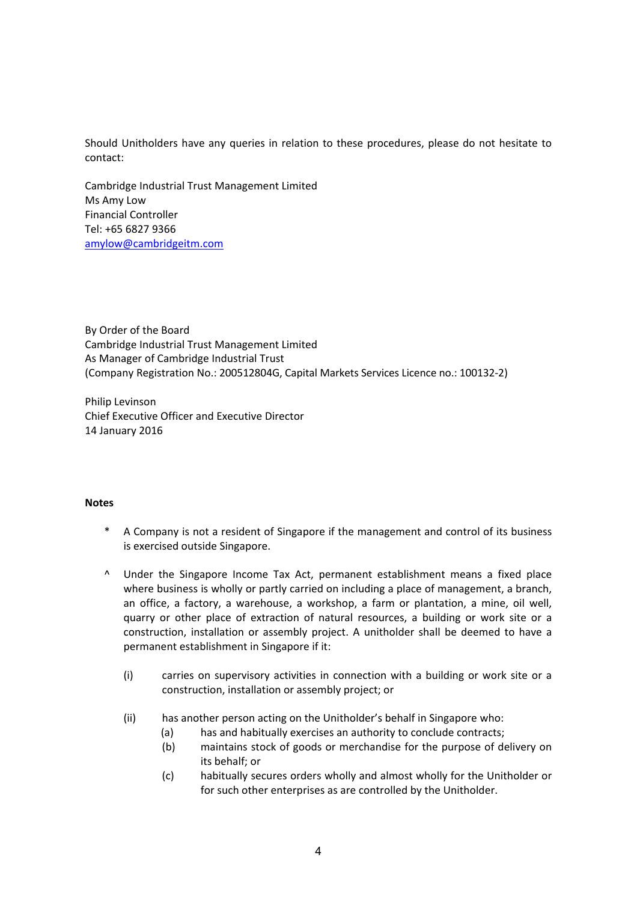Should Unitholders have any queries in relation to these procedures, please do not hesitate to contact:

Cambridge Industrial Trust Management Limited  
Ms Amy Low  
Financial Controller  
Tel: +65 6827 9366  
amylow@cambridgeitm.com

By Order of the Board  
Cambridge Industrial Trust Management Limited  
As Manager of Cambridge Industrial Trust  
(Company Registration No.: 200512804G, Capital Markets Services Licence no.: 100132-2)

Philip Levinson  
Chief Executive Officer and Executive Director  
14 January 2016

**Notes**

\* A Company is not a resident of Singapore if the management and control of its business is exercised outside Singapore.

^ Under the Singapore Income Tax Act, permanent establishment means a fixed place where business is wholly or partly carried on including a place of management, a branch, an office, a factory, a warehouse, a workshop, a farm or plantation, a mine, oil well, quarry or other place of extraction of natural resources, a building or work site or a construction, installation or assembly project. A unitholder shall be deemed to have a permanent establishment in Singapore if it:

(i) carries on supervisory activities in connection with a building or work site or a construction, installation or assembly project; or

(ii) has another person acting on the Unitholder's behalf in Singapore who:
   - (a) has and habitually exercises an authority to conclude contracts;
   - (b) maintains stock of goods or merchandise for the purpose of delivery on its behalf; or
   - (c) habitually secures orders wholly and almost wholly for the Unitholder or for such other enterprises as are controlled by the Unitholder.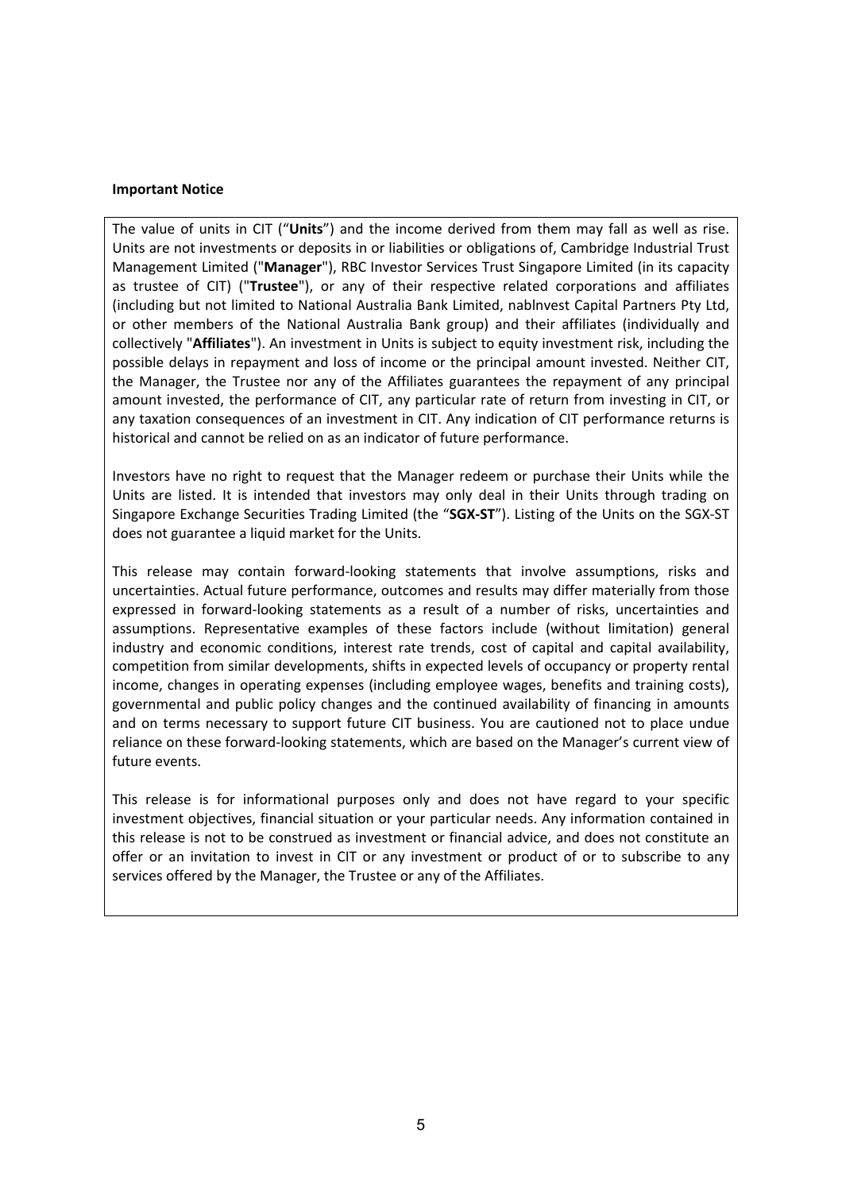**Important Notice**

The value of units in CIT ("**Units**") and the income derived from them may fall as well as rise. Units are not investments or deposits in or liabilities or obligations of, Cambridge Industrial Trust Management Limited ("**Manager**"), RBC Investor Services Trust Singapore Limited (in its capacity as trustee of CIT) ("**Trustee**"), or any of their respective related corporations and affiliates (including but not limited to National Australia Bank Limited, nablnvest Capital Partners Pty Ltd, or other members of the National Australia Bank group) and their affiliates (individually and collectively "**Affiliates**"). An investment in Units is subject to equity investment risk, including the possible delays in repayment and loss of income or the principal amount invested. Neither CIT, the Manager, the Trustee nor any of the Affiliates guarantees the repayment of any principal amount invested, the performance of CIT, any particular rate of return from investing in CIT, or any taxation consequences of an investment in CIT. Any indication of CIT performance returns is historical and cannot be relied on as an indicator of future performance.

Investors have no right to request that the Manager redeem or purchase their Units while the Units are listed. It is intended that investors may only deal in their Units through trading on Singapore Exchange Securities Trading Limited (the "**SGX-ST**"). Listing of the Units on the SGX-ST does not guarantee a liquid market for the Units.

This release may contain forward-looking statements that involve assumptions, risks and uncertainties. Actual future performance, outcomes and results may differ materially from those expressed in forward-looking statements as a result of a number of risks, uncertainties and assumptions. Representative examples of these factors include (without limitation) general industry and economic conditions, interest rate trends, cost of capital and capital availability, competition from similar developments, shifts in expected levels of occupancy or property rental income, changes in operating expenses (including employee wages, benefits and training costs), governmental and public policy changes and the continued availability of financing in amounts and on terms necessary to support future CIT business. You are cautioned not to place undue reliance on these forward-looking statements, which are based on the Manager's current view of future events.

This release is for informational purposes only and does not have regard to your specific investment objectives, financial situation or your particular needs. Any information contained in this release is not to be construed as investment or financial advice, and does not constitute an offer or an invitation to invest in CIT or any investment or product of or to subscribe to any services offered by the Manager, the Trustee or any of the Affiliates.